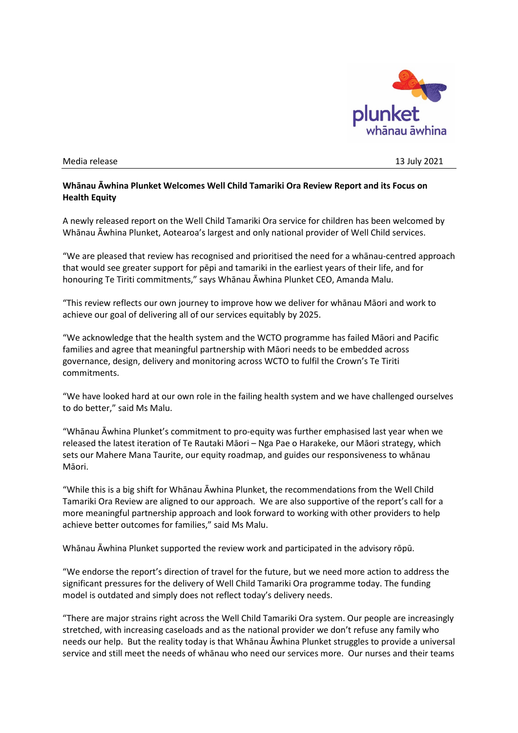Media release 13 July 2021

**Whānau Āwhina Plunket Welcomes Well Child Tamariki Ora Review Report and its Focus on Health Equity**

A newly released report on the Well Child Tamariki Ora service for children has been welcomed by Whānau Āwhina Plunket, Aotearoa's largest and only national provider of Well Child services.

"We are pleased that review has recognised and prioritised the need for a whānau-centred approach that would see greater support for pēpi and tamariki in the earliest years of their life, and for honouring Te Tiriti commitments," says Whānau Āwhina Plunket CEO, Amanda Malu.

"This review reflects our own journey to improve how we deliver for whānau Māori and work to achieve our goal of delivering all of our services equitably by 2025.

"We acknowledge that the health system and the WCTO programme has failed Māori and Pacific families and agree that meaningful partnership with Māori needs to be embedded across governance, design, delivery and monitoring across WCTO to fulfil the Crown's Te Tiriti commitments.

"We have looked hard at our own role in the failing health system and we have challenged ourselves to do better," said Ms Malu.

"Whānau Āwhina Plunket's commitment to pro-equity was further emphasised last year when we released the latest iteration of Te Rautaki Māori – Nga Pae o Harakeke, our Māori strategy, which sets our Mahere Mana Taurite, our equity roadmap, and guides our responsiveness to whānau Māori.

"While this is a big shift for Whānau Āwhina Plunket, the recommendations from the Well Child Tamariki Ora Review are aligned to our approach. We are also supportive of the report's call for a more meaningful partnership approach and look forward to working with other providers to help achieve better outcomes for families," said Ms Malu.

Whānau Āwhina Plunket supported the review work and participated in the advisory rōpū.

"We endorse the report's direction of travel for the future, but we need more action to address the significant pressures for the delivery of Well Child Tamariki Ora programme today. The funding model is outdated and simply does not reflect today's delivery needs.

"There are major strains right across the Well Child Tamariki Ora system. Our people are increasingly stretched, with increasing caseloads and as the national provider we don't refuse any family who needs our help. But the reality today is that Whānau Āwhina Plunket struggles to provide a universal service and still meet the needs of whānau who need our services more. Our nurses and their teams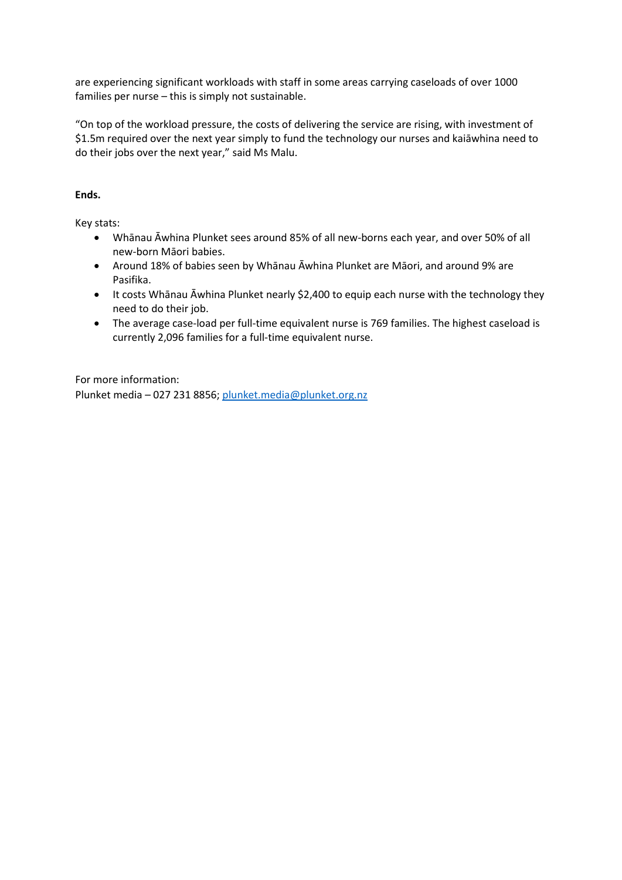are experiencing significant workloads with staff in some areas carrying caseloads of over 1000 families per nurse – this is simply not sustainable.

"On top of the workload pressure, the costs of delivering the service are rising, with investment of $1.5m required over the next year simply to fund the technology our nurses and kaiāwhina need to do their jobs over the next year," said Ms Malu.

**Ends.**

Key stats:

- Whānau Āwhina Plunket sees around 85% of all new-borns each year, and over 50% of all new-born Māori babies.
- Around 18% of babies seen by Whānau Āwhina Plunket are Māori, and around 9% are Pasifika.
- It costs Whānau Āwhina Plunket nearly $2,400 to equip each nurse with the technology they need to do their job.
- The average case-load per full-time equivalent nurse is 769 families. The highest caseload is currently 2,096 families for a full-time equivalent nurse.

For more information:
Plunket media – 027 231 8856; plunket.media@plunket.org.nz